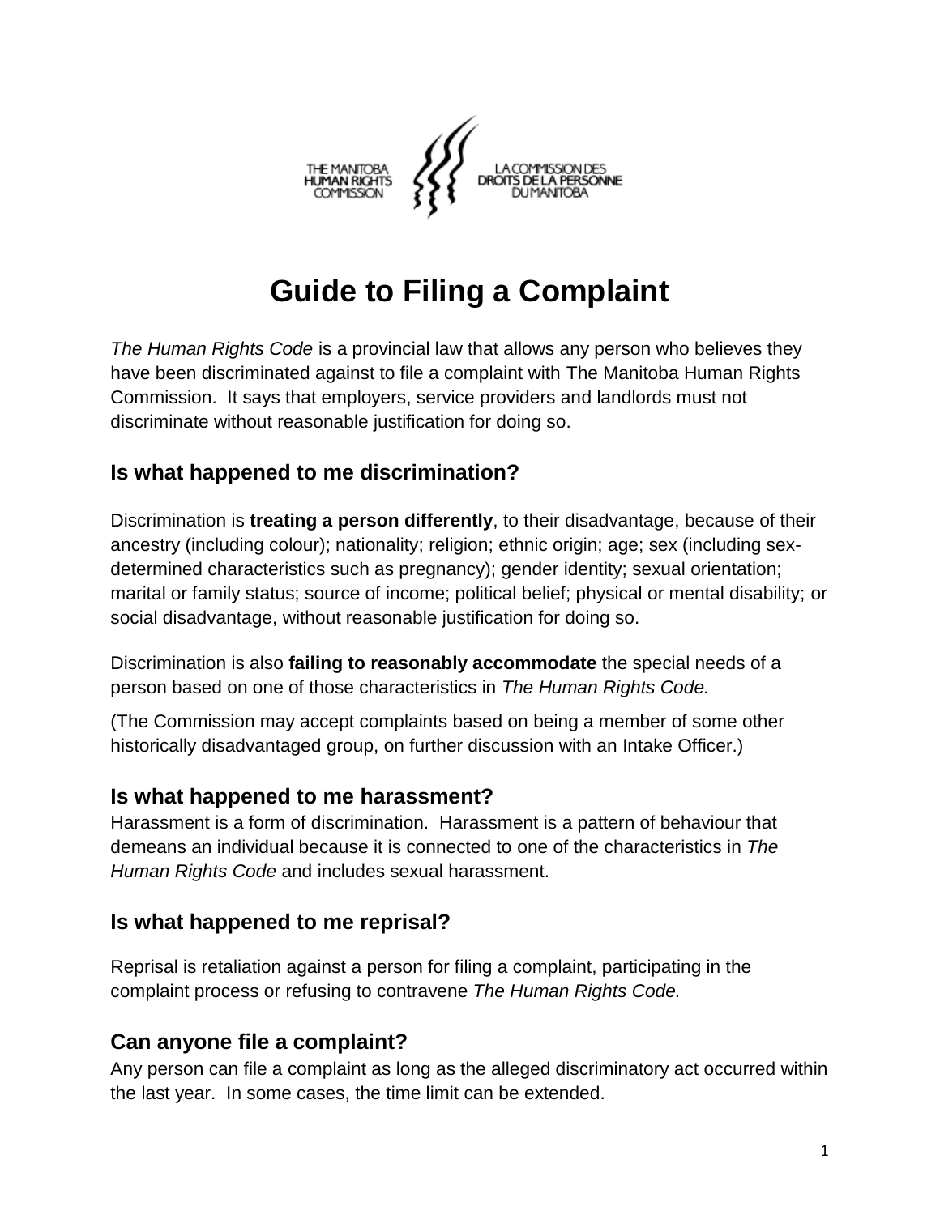THE MANITOBA HUMAN RIGHTS COMMISSION | LA COMMISSION DES DROITS DE LA PERSONNE DU MANITOBA

# Guide to Filing a Complaint

*The Human Rights Code* is a provincial law that allows any person who believes they have been discriminated against to file a complaint with The Manitoba Human Rights Commission. It says that employers, service providers and landlords must not discriminate without reasonable justification for doing so.

## Is what happened to me discrimination?

Discrimination is **treating a person differently**, to their disadvantage, because of their ancestry (including colour); nationality; religion; ethnic origin; age; sex (including sex-determined characteristics such as pregnancy); gender identity; sexual orientation; marital or family status; source of income; political belief; physical or mental disability; or social disadvantage, without reasonable justification for doing so.

Discrimination is also **failing to reasonably accommodate** the special needs of a person based on one of those characteristics in *The Human Rights Code.*

(The Commission may accept complaints based on being a member of some other historically disadvantaged group, on further discussion with an Intake Officer.)

## Is what happened to me harassment?

Harassment is a form of discrimination. Harassment is a pattern of behaviour that demeans an individual because it is connected to one of the characteristics in *The Human Rights Code* and includes sexual harassment.

## Is what happened to me reprisal?

Reprisal is retaliation against a person for filing a complaint, participating in the complaint process or refusing to contravene *The Human Rights Code.*

## Can anyone file a complaint?

Any person can file a complaint as long as the alleged discriminatory act occurred within the last year. In some cases, the time limit can be extended.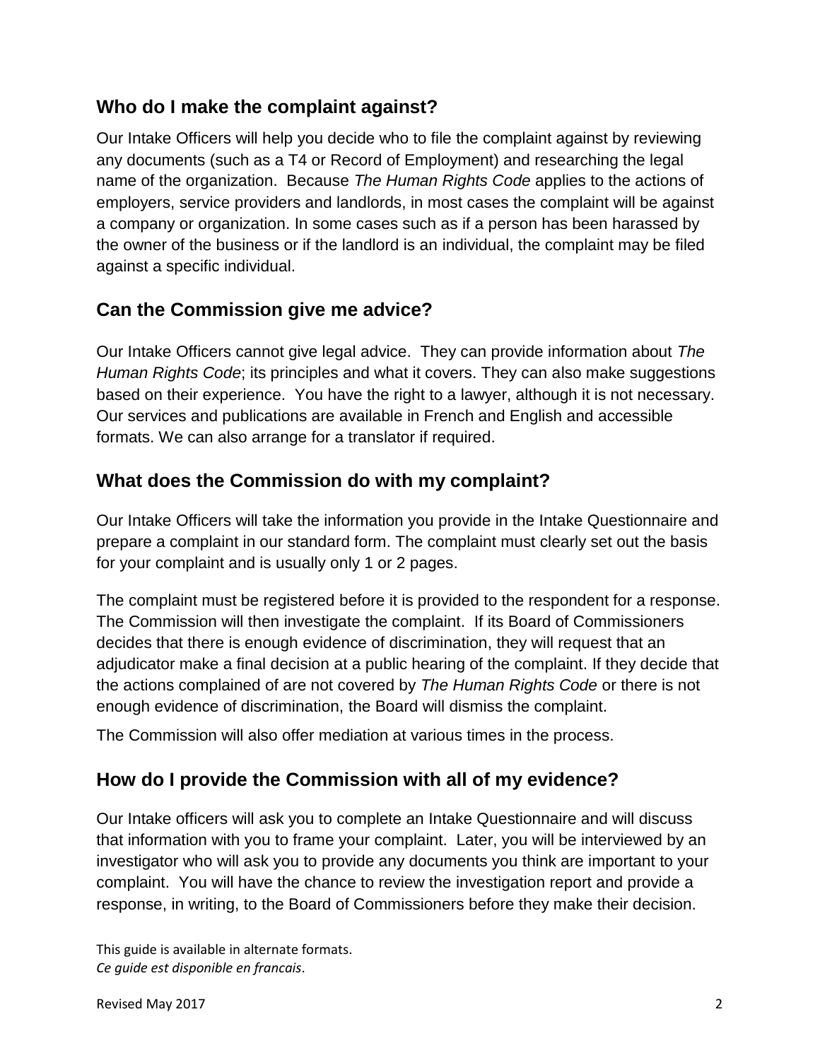## Who do I make the complaint against?

Our Intake Officers will help you decide who to file the complaint against by reviewing any documents (such as a T4 or Record of Employment) and researching the legal name of the organization. Because *The Human Rights Code* applies to the actions of employers, service providers and landlords, in most cases the complaint will be against a company or organization. In some cases such as if a person has been harassed by the owner of the business or if the landlord is an individual, the complaint may be filed against a specific individual.

## Can the Commission give me advice?

Our Intake Officers cannot give legal advice. They can provide information about *The Human Rights Code*; its principles and what it covers. They can also make suggestions based on their experience. You have the right to a lawyer, although it is not necessary. Our services and publications are available in French and English and accessible formats. We can also arrange for a translator if required.

## What does the Commission do with my complaint?

Our Intake Officers will take the information you provide in the Intake Questionnaire and prepare a complaint in our standard form. The complaint must clearly set out the basis for your complaint and is usually only 1 or 2 pages.

The complaint must be registered before it is provided to the respondent for a response. The Commission will then investigate the complaint. If its Board of Commissioners decides that there is enough evidence of discrimination, they will request that an adjudicator make a final decision at a public hearing of the complaint. If they decide that the actions complained of are not covered by *The Human Rights Code* or there is not enough evidence of discrimination, the Board will dismiss the complaint.

The Commission will also offer mediation at various times in the process.

## How do I provide the Commission with all of my evidence?

Our Intake officers will ask you to complete an Intake Questionnaire and will discuss that information with you to frame your complaint. Later, you will be interviewed by an investigator who will ask you to provide any documents you think are important to your complaint. You will have the chance to review the investigation report and provide a response, in writing, to the Board of Commissioners before they make their decision.

This guide is available in alternate formats.
*Ce guide est disponible en francais*.

Revised May 2017